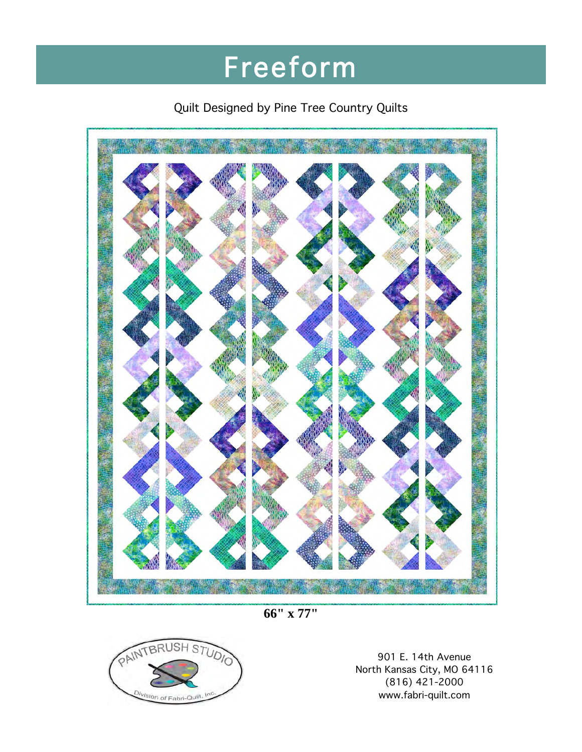# Freeform

Quilt Designed by Pine Tree Country Quilts

**66" x 77"**

PAINTBRUSH STUDIO
Division of Fabri-Quilt, Inc.

901 E. 14th Avenue
North Kansas City, MO 64116
(816) 421-2000
www.fabri-quilt.com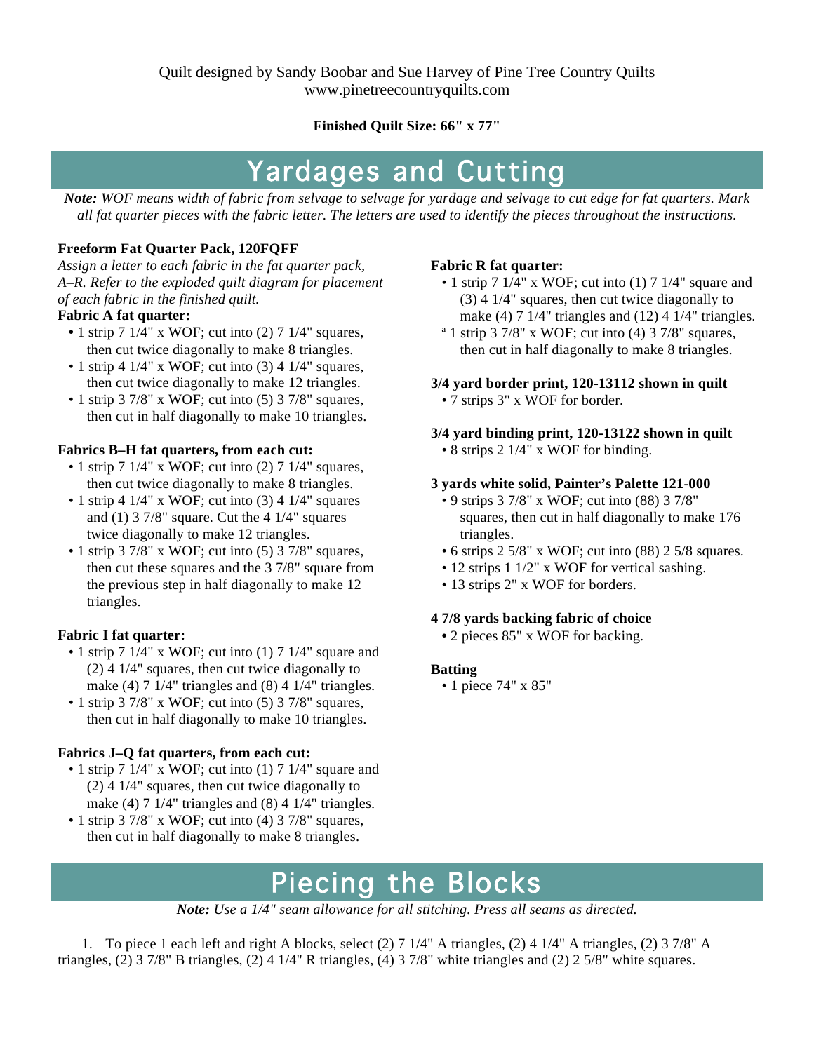Quilt designed by Sandy Boobar and Sue Harvey of Pine Tree Country Quilts
www.pinetreecountryquilts.com

**Finished Quilt Size: 66" x 77"**

# Yardages and Cutting

***Note:** WOF means width of fabric from selvage to selvage for yardage and selvage to cut edge for fat quarters. Mark all fat quarter pieces with the fabric letter. The letters are used to identify the pieces throughout the instructions.*

**Freeform Fat Quarter Pack, 120FQFF**

*Assign a letter to each fabric in the fat quarter pack, A–R. Refer to the exploded quilt diagram for placement of each fabric in the finished quilt.*

**Fabric A fat quarter:**
- 1 strip 7 1/4" x WOF; cut into (2) 7 1/4" squares, then cut twice diagonally to make 8 triangles.
- 1 strip 4 1/4" x WOF; cut into (3) 4 1/4" squares, then cut twice diagonally to make 12 triangles.
- 1 strip 3 7/8" x WOF; cut into (5) 3 7/8" squares, then cut in half diagonally to make 10 triangles.

**Fabrics B–H fat quarters, from each cut:**
- 1 strip 7 1/4" x WOF; cut into (2) 7 1/4" squares, then cut twice diagonally to make 8 triangles.
- 1 strip 4 1/4" x WOF; cut into (3) 4 1/4" squares and (1) 3 7/8" square. Cut the 4 1/4" squares twice diagonally to make 12 triangles.
- 1 strip 3 7/8" x WOF; cut into (5) 3 7/8" squares, then cut these squares and the 3 7/8" square from the previous step in half diagonally to make 12 triangles.

**Fabric I fat quarter:**
- 1 strip 7 1/4" x WOF; cut into (1) 7 1/4" square and (2) 4 1/4" squares, then cut twice diagonally to make (4) 7 1/4" triangles and (8) 4 1/4" triangles.
- 1 strip 3 7/8" x WOF; cut into (5) 3 7/8" squares, then cut in half diagonally to make 10 triangles.

**Fabrics J–Q fat quarters, from each cut:**
- 1 strip 7 1/4" x WOF; cut into (1) 7 1/4" square and (2) 4 1/4" squares, then cut twice diagonally to make (4) 7 1/4" triangles and (8) 4 1/4" triangles.
- 1 strip 3 7/8" x WOF; cut into (4) 3 7/8" squares, then cut in half diagonally to make 8 triangles.

**Fabric R fat quarter:**
- 1 strip 7 1/4" x WOF; cut into (1) 7 1/4" square and (3) 4 1/4" squares, then cut twice diagonally to make (4) 7 1/4" triangles and (12) 4 1/4" triangles.
- 1 strip 3 7/8" x WOF; cut into (4) 3 7/8" squares, then cut in half diagonally to make 8 triangles.

**3/4 yard border print, 120-13112 shown in quilt**
- 7 strips 3" x WOF for border.

**3/4 yard binding print, 120-13122 shown in quilt**
- 8 strips 2 1/4" x WOF for binding.

**3 yards white solid, Painter's Palette 121-000**
- 9 strips 3 7/8" x WOF; cut into (88) 3 7/8" squares, then cut in half diagonally to make 176 triangles.
- 6 strips 2 5/8" x WOF; cut into (88) 2 5/8 squares.
- 12 strips 1 1/2" x WOF for vertical sashing.
- 13 strips 2" x WOF for borders.

**4 7/8 yards backing fabric of choice**
- 2 pieces 85" x WOF for backing.

**Batting**
- 1 piece 74" x 85"

# Piecing the Blocks

***Note:** Use a 1/4" seam allowance for all stitching. Press all seams as directed.*

1. To piece 1 each left and right A blocks, select (2) 7 1/4" A triangles, (2) 4 1/4" A triangles, (2) 3 7/8" A triangles, (2) 3 7/8" B triangles, (2) 4 1/4" R triangles, (4) 3 7/8" white triangles and (2) 2 5/8" white squares.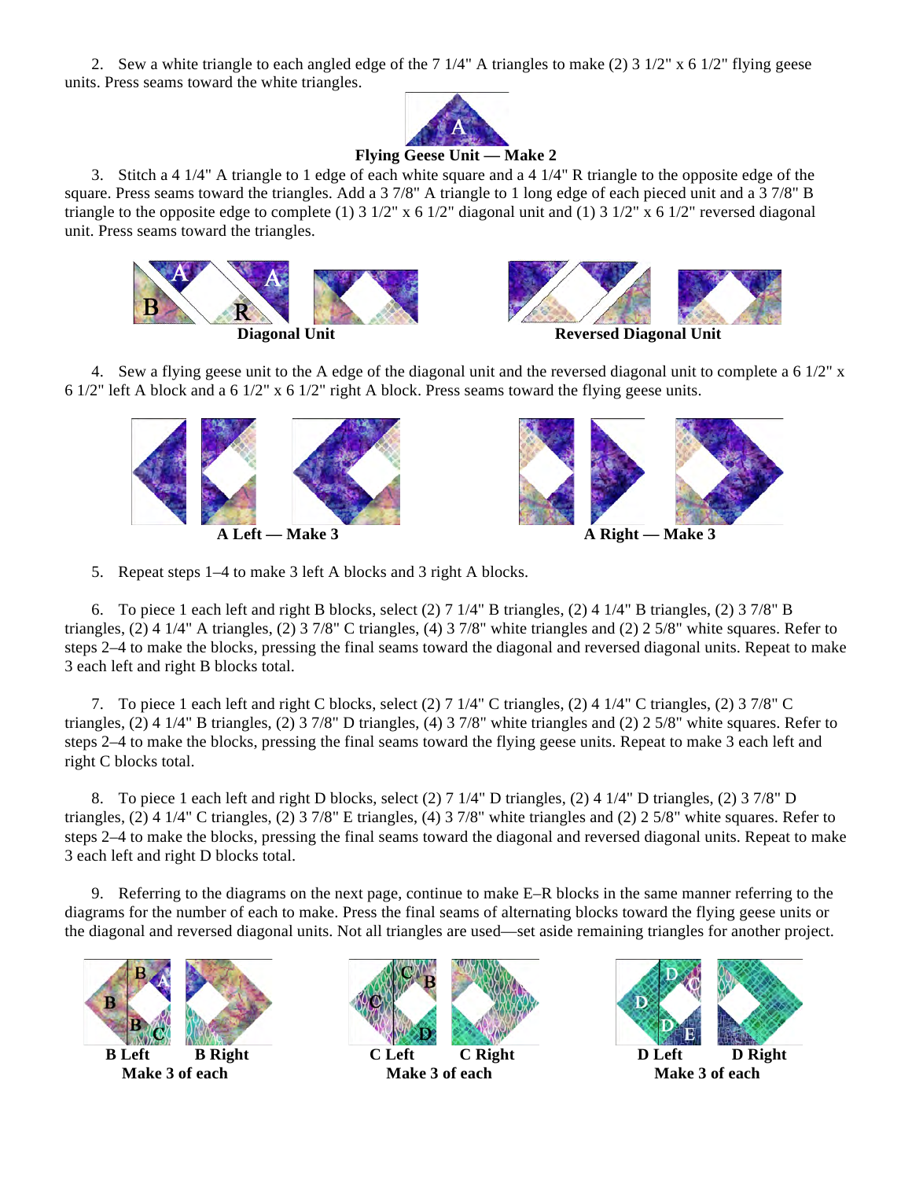2. Sew a white triangle to each angled edge of the 7 1/4" A triangles to make (2) 3 1/2" x 6 1/2" flying geese units. Press seams toward the white triangles.

**Flying Geese Unit — Make 2**

3. Stitch a 4 1/4" A triangle to 1 edge of each white square and a 4 1/4" R triangle to the opposite edge of the square. Press seams toward the triangles. Add a 3 7/8" A triangle to 1 long edge of each pieced unit and a 3 7/8" B triangle to the opposite edge to complete (1) 3 1/2" x 6 1/2" diagonal unit and (1) 3 1/2" x 6 1/2" reversed diagonal unit. Press seams toward the triangles.

**Diagonal Unit**

**Reversed Diagonal Unit**

4. Sew a flying geese unit to the A edge of the diagonal unit and the reversed diagonal unit to complete a 6 1/2" x 6 1/2" left A block and a 6 1/2" x 6 1/2" right A block. Press seams toward the flying geese units.

**A Left — Make 3**

**A Right — Make 3**

5. Repeat steps 1–4 to make 3 left A blocks and 3 right A blocks.

6. To piece 1 each left and right B blocks, select (2) 7 1/4" B triangles, (2) 4 1/4" B triangles, (2) 3 7/8" B triangles, (2) 4 1/4" A triangles, (2) 3 7/8" C triangles, (4) 3 7/8" white triangles and (2) 2 5/8" white squares. Refer to steps 2–4 to make the blocks, pressing the final seams toward the diagonal and reversed diagonal units. Repeat to make 3 each left and right B blocks total.

7. To piece 1 each left and right C blocks, select (2) 7 1/4" C triangles, (2) 4 1/4" C triangles, (2) 3 7/8" C triangles, (2) 4 1/4" B triangles, (2) 3 7/8" D triangles, (4) 3 7/8" white triangles and (2) 2 5/8" white squares. Refer to steps 2–4 to make the blocks, pressing the final seams toward the flying geese units. Repeat to make 3 each left and right C blocks total.

8. To piece 1 each left and right D blocks, select (2) 7 1/4" D triangles, (2) 4 1/4" D triangles, (2) 3 7/8" D triangles, (2) 4 1/4" C triangles, (2) 3 7/8" E triangles, (4) 3 7/8" white triangles and (2) 2 5/8" white squares. Refer to steps 2–4 to make the blocks, pressing the final seams toward the diagonal and reversed diagonal units. Repeat to make 3 each left and right D blocks total.

9. Referring to the diagrams on the next page, continue to make E–R blocks in the same manner referring to the diagrams for the number of each to make. Press the final seams of alternating blocks toward the flying geese units or the diagonal and reversed diagonal units. Not all triangles are used—set aside remaining triangles for another project.

**B Left B Right**
**Make 3 of each**

**C Left C Right**
**Make 3 of each**

**D Left D Right**
**Make 3 of each**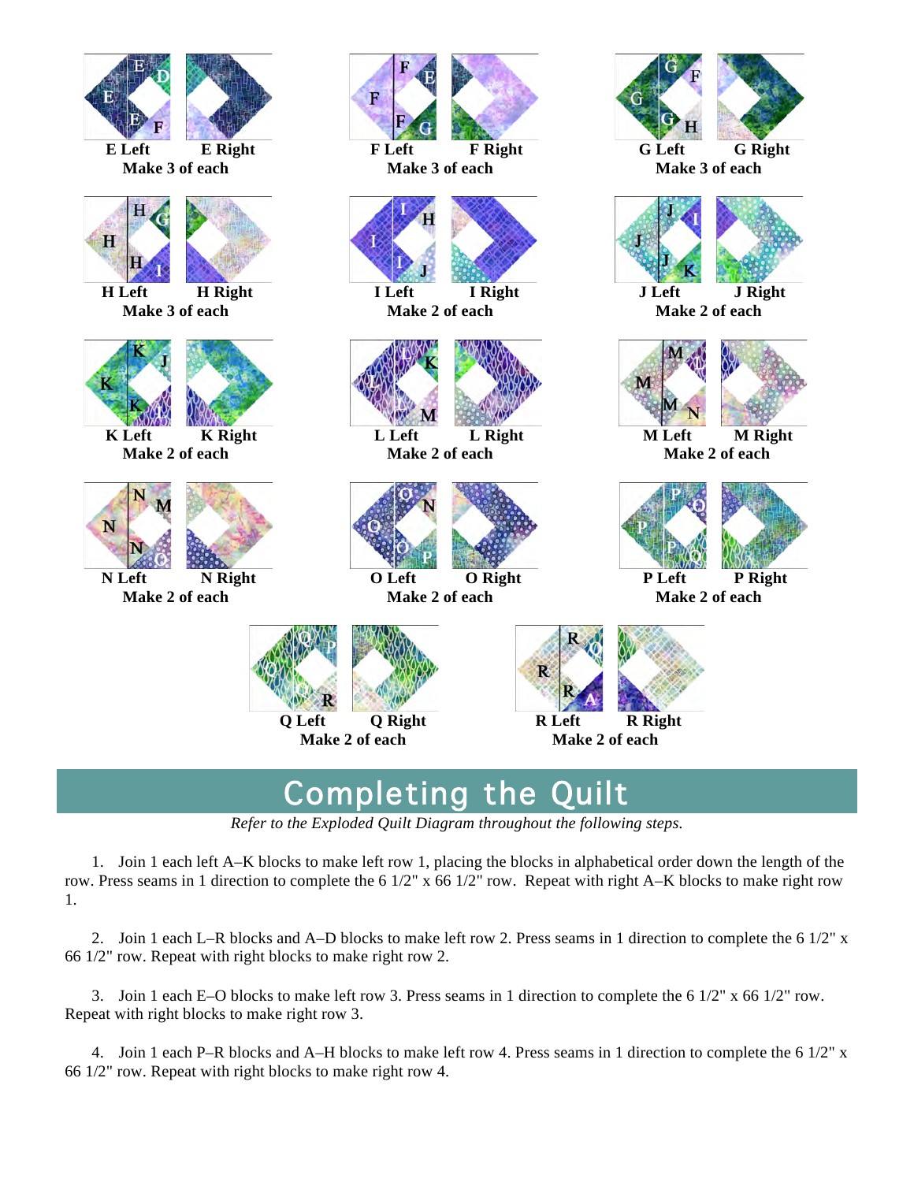E Left E Right
Make 3 of each

F Left F Right
Make 3 of each

G Left G Right
Make 3 of each

H Left H Right
Make 3 of each

I Left I Right
Make 2 of each

J Left J Right
Make 2 of each

K Left K Right
Make 2 of each

L Left L Right
Make 2 of each

M Left M Right
Make 2 of each

N Left N Right
Make 2 of each

O Left O Right
Make 2 of each

P Left P Right
Make 2 of each

Q Left Q Right
Make 2 of each

R Left R Right
Make 2 of each

## Completing the Quilt

*Refer to the Exploded Quilt Diagram throughout the following steps.*

1. Join 1 each left A–K blocks to make left row 1, placing the blocks in alphabetical order down the length of the row. Press seams in 1 direction to complete the 6 1/2" x 66 1/2" row. Repeat with right A–K blocks to make right row 1.

2. Join 1 each L–R blocks and A–D blocks to make left row 2. Press seams in 1 direction to complete the 6 1/2" x 66 1/2" row. Repeat with right blocks to make right row 2.

3. Join 1 each E–O blocks to make left row 3. Press seams in 1 direction to complete the 6 1/2" x 66 1/2" row. Repeat with right blocks to make right row 3.

4. Join 1 each P–R blocks and A–H blocks to make left row 4. Press seams in 1 direction to complete the 6 1/2" x 66 1/2" row. Repeat with right blocks to make right row 4.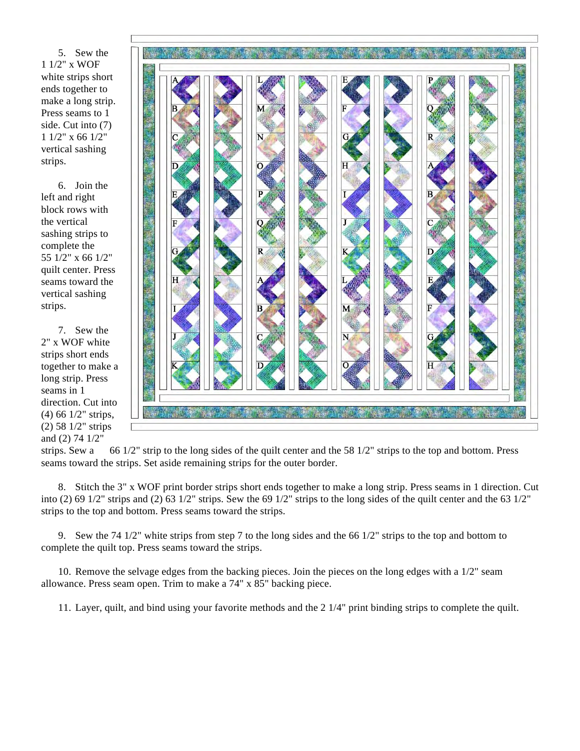5. Sew the 1 1/2" x WOF white strips short ends together to make a long strip. Press seams to 1 side. Cut into (7) 1 1/2" x 66 1/2" vertical sashing strips.

6. Join the left and right block rows with the vertical sashing strips to complete the 55 1/2" x 66 1/2" quilt center. Press seams toward the vertical sashing strips.

7. Sew the 2" x WOF white strips short ends together to make a long strip. Press seams in 1 direction. Cut into (4) 66 1/2" strips, (2) 58 1/2" strips and (2) 74 1/2" strips. Sew a 66 1/2" strip to the long sides of the quilt center and the 58 1/2" strips to the top and bottom. Press seams toward the strips. Set aside remaining strips for the outer border.

8. Stitch the 3" x WOF print border strips short ends together to make a long strip. Press seams in 1 direction. Cut into (2) 69 1/2" strips and (2) 63 1/2" strips. Sew the 69 1/2" strips to the long sides of the quilt center and the 63 1/2" strips to the top and bottom. Press seams toward the strips.

9. Sew the 74 1/2" white strips from step 7 to the long sides and the 66 1/2" strips to the top and bottom to complete the quilt top. Press seams toward the strips.

10. Remove the selvage edges from the backing pieces. Join the pieces on the long edges with a 1/2" seam allowance. Press seam open. Trim to make a 74" x 85" backing piece.

11. Layer, quilt, and bind using your favorite methods and the 2 1/4" print binding strips to complete the quilt.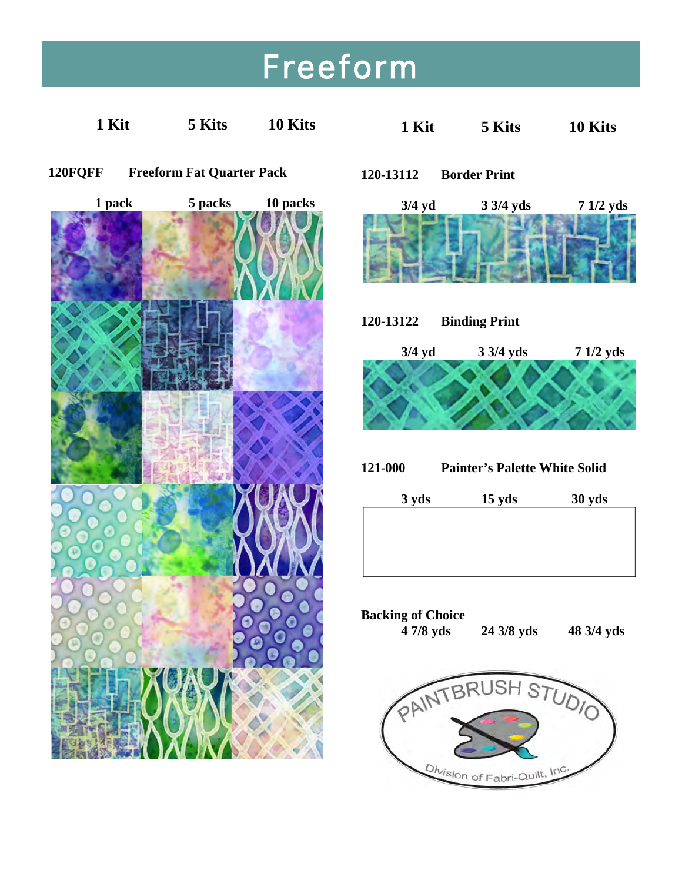# Freeform

| | | 1 Kit | 5 Kits | 10 Kits |
|---|---|---|---|---|
| 120FQFF | Freeform Fat Quarter Pack | 1 pack | 5 packs | 10 packs |
| 120-13112 | Border Print | 3/4 yd | 3 3/4 yds | 7 1/2 yds |
| 120-13122 | Binding Print | 3/4 yd | 3 3/4 yds | 7 1/2 yds |
| 121-000 | Painter's Palette White Solid | 3 yds | 15 yds | 30 yds |
| Backing of Choice | | 4 7/8 yds | 24 3/8 yds | 48 3/4 yds |

PAINTBRUSH STUDIO

Division of Fabri-Quilt, Inc.